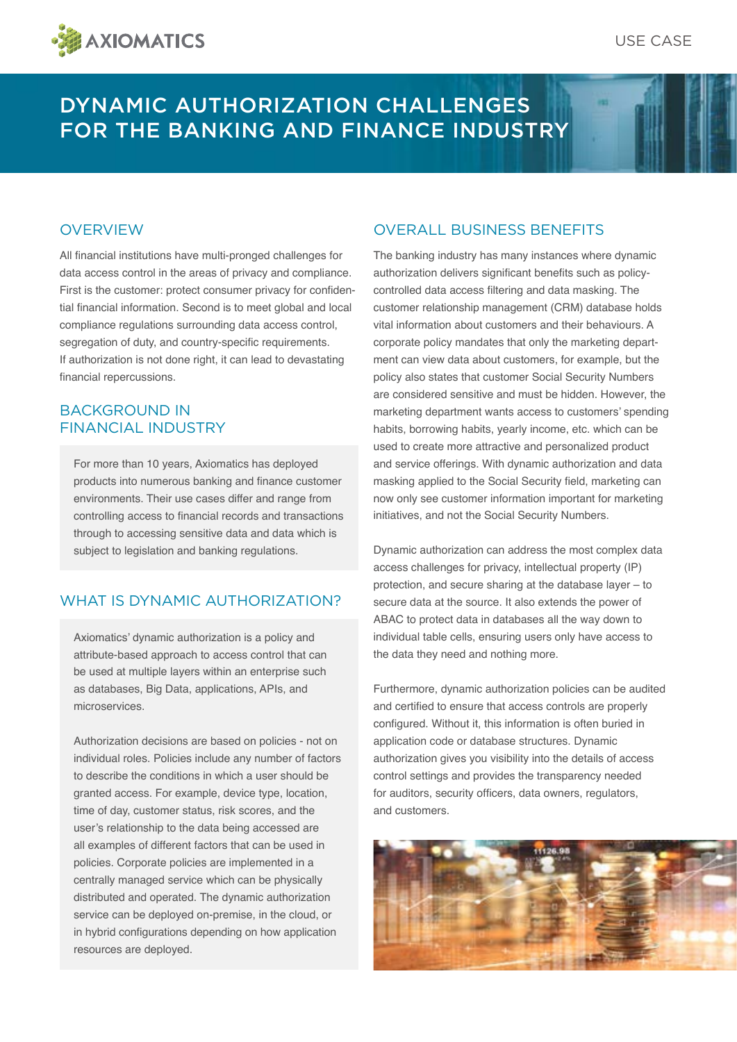USE CASE

# DYNAMIC AUTHORIZATION CHALLENGES FOR THE BANKING AND FINANCE INDUSTRY

## OVERVIEW

All financial institutions have multi-pronged challenges for data access control in the areas of privacy and compliance. First is the customer: protect consumer privacy for confidential financial information. Second is to meet global and local compliance regulations surrounding data access control, segregation of duty, and country-specific requirements. If authorization is not done right, it can lead to devastating financial repercussions.

## BACKGROUND IN FINANCIAL INDUSTRY

For more than 10 years, Axiomatics has deployed products into numerous banking and finance customer environments. Their use cases differ and range from controlling access to financial records and transactions through to accessing sensitive data and data which is subject to legislation and banking regulations.

## WHAT IS DYNAMIC AUTHORIZATION?

Axiomatics' dynamic authorization is a policy and attribute-based approach to access control that can be used at multiple layers within an enterprise such as databases, Big Data, applications, APIs, and microservices.

Authorization decisions are based on policies - not on individual roles. Policies include any number of factors to describe the conditions in which a user should be granted access. For example, device type, location, time of day, customer status, risk scores, and the user's relationship to the data being accessed are all examples of different factors that can be used in policies. Corporate policies are implemented in a centrally managed service which can be physically distributed and operated. The dynamic authorization service can be deployed on-premise, in the cloud, or in hybrid configurations depending on how application resources are deployed.

## OVERALL BUSINESS BENEFITS

The banking industry has many instances where dynamic authorization delivers significant benefits such as policy-controlled data access filtering and data masking. The customer relationship management (CRM) database holds vital information about customers and their behaviours. A corporate policy mandates that only the marketing department can view data about customers, for example, but the policy also states that customer Social Security Numbers are considered sensitive and must be hidden. However, the marketing department wants access to customers' spending habits, borrowing habits, yearly income, etc. which can be used to create more attractive and personalized product and service offerings. With dynamic authorization and data masking applied to the Social Security field, marketing can now only see customer information important for marketing initiatives, and not the Social Security Numbers.

Dynamic authorization can address the most complex data access challenges for privacy, intellectual property (IP) protection, and secure sharing at the database layer – to secure data at the source. It also extends the power of ABAC to protect data in databases all the way down to individual table cells, ensuring users only have access to the data they need and nothing more.

Furthermore, dynamic authorization policies can be audited and certified to ensure that access controls are properly configured. Without it, this information is often buried in application code or database structures. Dynamic authorization gives you visibility into the details of access control settings and provides the transparency needed for auditors, security officers, data owners, regulators, and customers.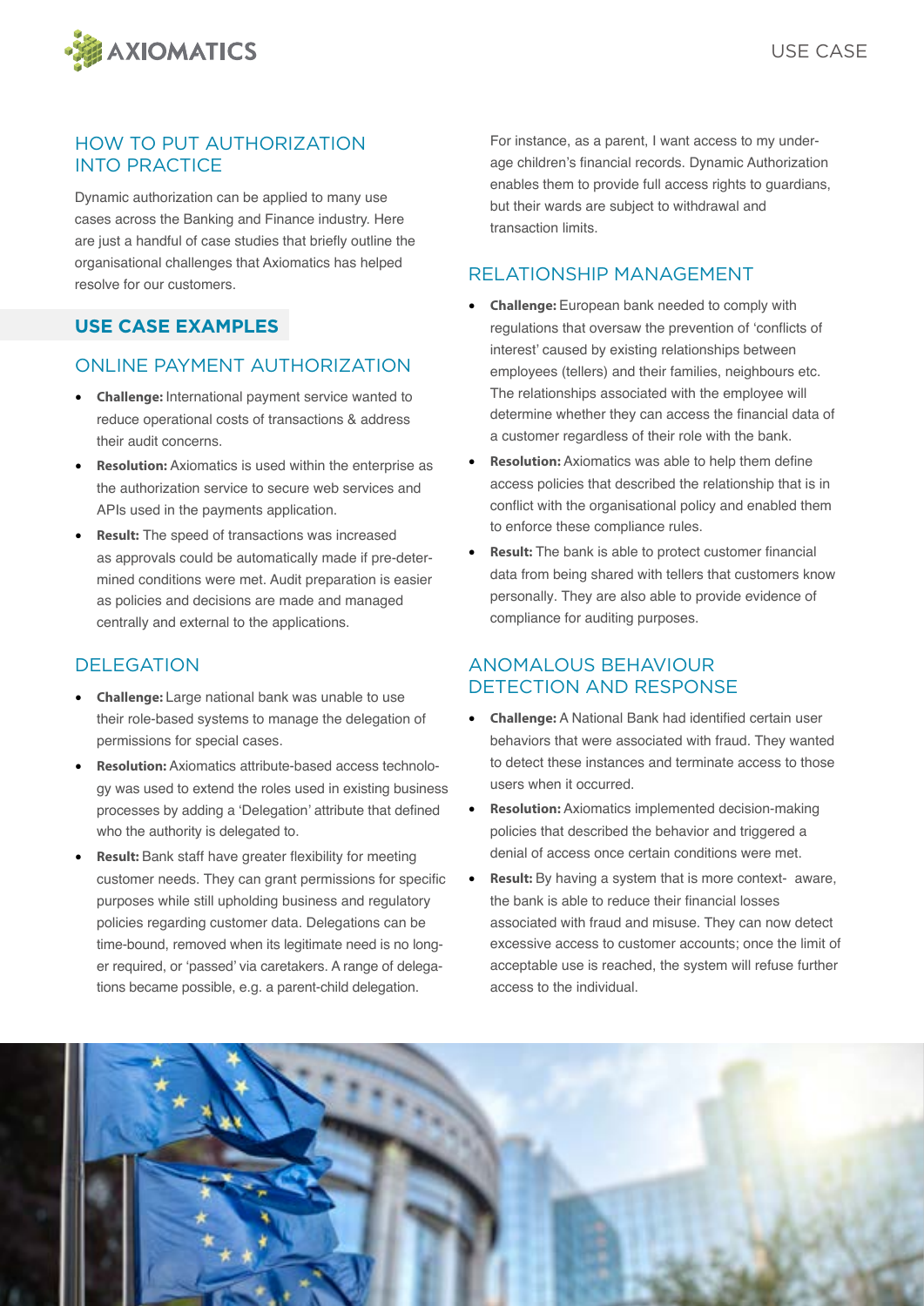## HOW TO PUT AUTHORIZATION INTO PRACTICE

Dynamic authorization can be applied to many use cases across the Banking and Finance industry. Here are just a handful of case studies that briefly outline the organisational challenges that Axiomatics has helped resolve for our customers.

## USE CASE EXAMPLES

### ONLINE PAYMENT AUTHORIZATION

- **Challenge:** International payment service wanted to reduce operational costs of transactions & address their audit concerns.
- **Resolution:** Axiomatics is used within the enterprise as the authorization service to secure web services and APIs used in the payments application.
- **Result:** The speed of transactions was increased as approvals could be automatically made if pre-determined conditions were met. Audit preparation is easier as policies and decisions are made and managed centrally and external to the applications.

### DELEGATION

- **Challenge:** Large national bank was unable to use their role-based systems to manage the delegation of permissions for special cases.
- **Resolution:** Axiomatics attribute-based access technology was used to extend the roles used in existing business processes by adding a 'Delegation' attribute that defined who the authority is delegated to.
- **Result:** Bank staff have greater flexibility for meeting customer needs. They can grant permissions for specific purposes while still upholding business and regulatory policies regarding customer data. Delegations can be time-bound, removed when its legitimate need is no longer required, or 'passed' via caretakers. A range of delegations became possible, e.g. a parent-child delegation.

For instance, as a parent, I want access to my under-age children's financial records. Dynamic Authorization enables them to provide full access rights to guardians, but their wards are subject to withdrawal and transaction limits.

### RELATIONSHIP MANAGEMENT

- **Challenge:** European bank needed to comply with regulations that oversaw the prevention of 'conflicts of interest' caused by existing relationships between employees (tellers) and their families, neighbours etc. The relationships associated with the employee will determine whether they can access the financial data of a customer regardless of their role with the bank.
- **Resolution:** Axiomatics was able to help them define access policies that described the relationship that is in conflict with the organisational policy and enabled them to enforce these compliance rules.
- **Result:** The bank is able to protect customer financial data from being shared with tellers that customers know personally. They are also able to provide evidence of compliance for auditing purposes.

### ANOMALOUS BEHAVIOUR DETECTION AND RESPONSE

- **Challenge:** A National Bank had identified certain user behaviors that were associated with fraud. They wanted to detect these instances and terminate access to those users when it occurred.
- **Resolution:** Axiomatics implemented decision-making policies that described the behavior and triggered a denial of access once certain conditions were met.
- **Result:** By having a system that is more context- aware, the bank is able to reduce their financial losses associated with fraud and misuse. They can now detect excessive access to customer accounts; once the limit of acceptable use is reached, the system will refuse further access to the individual.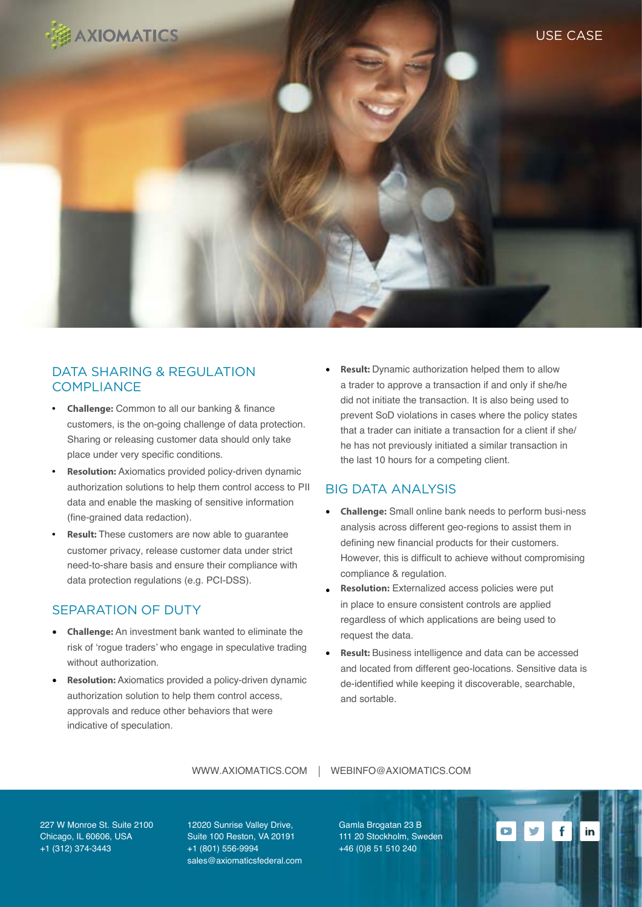## DATA SHARING & REGULATION COMPLIANCE

- **Challenge:** Common to all our banking & finance customers, is the on-going challenge of data protection. Sharing or releasing customer data should only take place under very specific conditions.
- **Resolution:** Axiomatics provided policy-driven dynamic authorization solutions to help them control access to PII data and enable the masking of sensitive information (fine-grained data redaction).
- **Result:** These customers are now able to guarantee customer privacy, release customer data under strict need-to-share basis and ensure their compliance with data protection regulations (e.g. PCI-DSS).

## SEPARATION OF DUTY

- **Challenge:** An investment bank wanted to eliminate the risk of 'rogue traders' who engage in speculative trading without authorization.
- **Resolution:** Axiomatics provided a policy-driven dynamic authorization solution to help them control access, approvals and reduce other behaviors that were indicative of speculation.
- **Result:** Dynamic authorization helped them to allow a trader to approve a transaction if and only if she/he did not initiate the transaction. It is also being used to prevent SoD violations in cases where the policy states that a trader can initiate a transaction for a client if she/he has not previously initiated a similar transaction in the last 10 hours for a competing client.

## BIG DATA ANALYSIS

- **Challenge:** Small online bank needs to perform busi-ness analysis across different geo-regions to assist them in defining new financial products for their customers. However, this is difficult to achieve without compromising compliance & regulation.
- **Resolution:** Externalized access policies were put in place to ensure consistent controls are applied regardless of which applications are being used to request the data.
- **Result:** Business intelligence and data can be accessed and located from different geo-locations. Sensitive data is de-identified while keeping it discoverable, searchable, and sortable.

WWW.AXIOMATICS.COM | WEBINFO@AXIOMATICS.COM

227 W Monroe St. Suite 2100
Chicago, IL 60606, USA
+1 (312) 374-3443

12020 Sunrise Valley Drive,
Suite 100 Reston, VA 20191
+1 (801) 556-9994
sales@axiomaticsfederal.com

Gamla Brogatan 23 B
111 20 Stockholm, Sweden
+46 (0)8 51 510 240